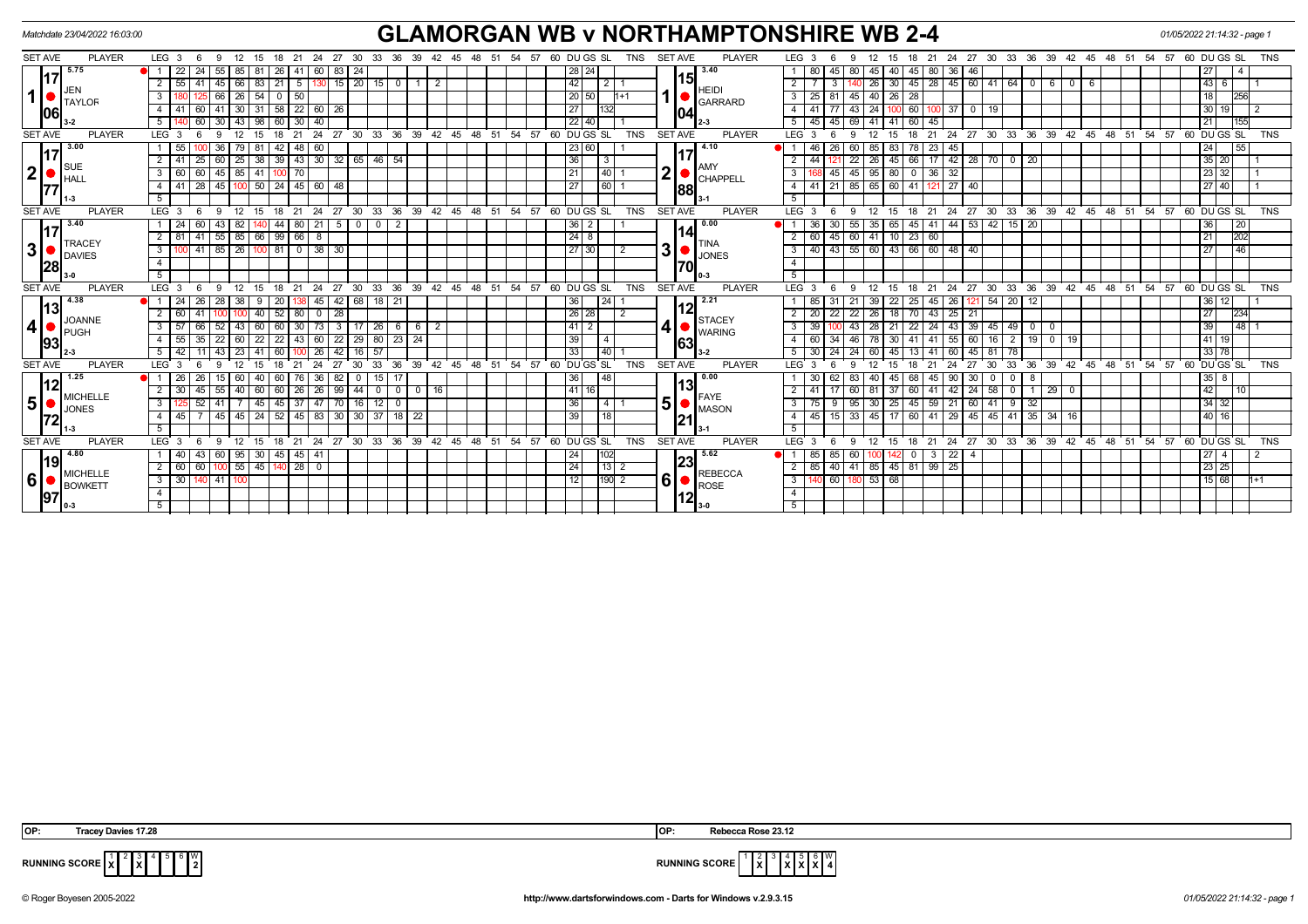Matchdate 23/04/2022 16:03:00

# GLAMORGAN WB v NORTHAMPTONSHIRE WB 2-4

01/05/2022 21:14:32 - page 1

| SET | AVE | PLAYER | LEG | 3 | 6 | 9 | 12 | 15 | 18 | 21 | 24 | 27 | 30 | 33 | 36 | 39 | 42 | DU | GS | SL | TNS | SET | AVE | PLAYER | LEG | 3 | 6 | 9 | 12 | 15 | 18 | 21 | 24 | 27 | 30 | 33 | 36 | 39 | 42 | DU | GS | SL | TNS |
|---|---|---|---|---|---|---|---|---|---|---|---|---|---|---|---|---|---|---|---|---|---|---|---|---|---|---|---|---|---|---|---|---|---|---|---|---|---|---|---|---|---|---|---|
| 1 | 17.06 (5.75) | JEN TAYLOR 3-2 | 1 | 22 | 24 | 55 | 85 | 81 | 26 | 41 | 60 | 83 | 24 | | | | | 28 | 24 | | | 1 | 15.04 (3.40) | HEIDI GARRARD 2-3 | 1 | 80 | 45 | 80 | 45 | 40 | 45 | 80 | 36 | 46 | | | | | | | 27 | 4 | |
| | | | 2 | 55 | 41 | 45 | 66 | 83 | 21 | 5 | 130 | 15 | 20 | 15 | 0 | 1 | 2 | | 42 | | 2 1 | | | | 2 | 7 | 3 | 140 | 26 | 30 | 45 | 28 | 45 | 60 | 41 | 64 | 0 | 6 | 0 6 | | 43 | 6 | 1 |
| | | | 3 | 180 | 125 | 66 | 26 | 54 | 0 | 50 | | | | | | | | 20 | 50 | | 1+1 | | | | 3 | 25 | 81 | 45 | 40 | 26 | 28 | | | | | | | | | | 18 | 256 | |
| | | | 4 | 41 | 60 | 41 | 30 | 31 | 58 | 22 | 60 | 26 | | | | | | 27 | | 132 | | | | | 4 | 41 | 77 | 43 | 24 | 100 | 60 | 100 | 37 | 0 | 19 | | | | | | 30 | 19 | 2 |
| | | | 5 | 140 | 60 | 30 | 43 | 98 | 60 | 30 | 40 | | | | | | | 22 | 40 | | 1 | | | | 5 | 45 | 45 | 69 | 41 | 41 | 60 | 45 | | | | | | | | | 21 | 155 | |
| 2 | 17.77 (3.00) | SUE HALL 1-3 | 1 | 55 | 100 | 36 | 79 | 81 | 42 | 48 | 60 | | | | | | | 23 | 60 | | 1 | 2 | 17.88 (4.10) | AMY CHAPPELL 3-1 | 1 | 46 | 26 | 60 | 85 | 83 | 78 | 23 | 45 | | | | | | | | 24 | | 55 |
| | | | 2 | 41 | 25 | 60 | 25 | 38 | 39 | 43 | 30 | 32 | 65 | 46 | 54 | | | 36 | | 3 | | | | | 2 | 44 | 121 | 22 | 26 | 45 | 66 | 17 | 42 | 28 | 70 | 0 | 20 | | | | 35 | 20 | 1 |
| | | | 3 | 60 | 60 | 45 | 85 | 41 | 100 | 70 | | | | | | | | 21 | | 40 | 1 | | | | 3 | 168 | 45 | 45 | 95 | 80 | 0 | 36 | 32 | | | | | | | | 23 | 32 | 1 |
| | | | 4 | 41 | 28 | 45 | 100 | 50 | 24 | 45 | 60 | 48 | | | | | | 27 | | 60 | 1 | | | | 4 | 41 | 21 | 85 | 65 | 60 | 41 | 121 | 27 | 40 | | | | | | | 27 | 40 | 1 |
| | | | 5 | | | | | | | | | | | | | | | | | | | | | | 5 | | | | | | | | | | | | | | | | | | |
| 3 | 17.28 (3.40) | TRACEY DAVIES 3-0 | 1 | 24 | 60 | 43 | 82 | 140 | 44 | 80 | 21 | 5 | 0 | 0 | 2 | | | 36 | 2 | | 1 | 3 | 14.70 (0.00) | TINA JONES 0-3 | 1 | 36 | 30 | 55 | 35 | 65 | 45 | 41 | 44 | 53 | 42 | 15 | 20 | | | | 36 | | 20 |
| | | | 2 | 81 | 41 | 55 | 85 | 66 | 99 | 66 | 8 | | | | | | | 24 | 8 | | | | | | 2 | 60 | 45 | 60 | 41 | 10 | 23 | 60 | | | | | | | | | 21 | | 202 |
| | | | 3 | 100 | 41 | 85 | 26 | 100 | 81 | 0 | 38 | 30 | | | | | | 27 | 30 | | 2 | | | | 3 | 40 | 43 | 55 | 60 | 43 | 66 | 60 | 48 | 40 | | | | | | | 27 | | 46 |
| | | | 4 | | | | | | | | | | | | | | | | | | | | | | 4 | | | | | | | | | | | | | | | | | | |
| | | | 5 | | | | | | | | | | | | | | | | | | | | | | 5 | | | | | | | | | | | | | | | | | | |
| 4 | 13.93 (4.38) | JOANNE PUGH 2-3 | 1 | 24 | 26 | 28 | 38 | 9 | 20 | 138 | 45 | 42 | 68 | 18 | 21 | | | 36 | | 24 | 1 | 4 | 12.63 (2.21) | STACEY WARING 3-2 | 1 | 85 | 31 | 21 | 39 | 22 | 25 | 45 | 26 | 121 | 54 | 20 | 12 | | | | 36 | 12 | 1 |
| | | | 2 | 60 | 41 | 100 | 100 | 40 | 52 | 80 | 0 | 28 | | | | | | 26 | 28 | | 2 | | | | 2 | 20 | 22 | 22 | 26 | 18 | 70 | 43 | 25 | 21 | | | | | | | 27 | | 234 |
| | | | 3 | 57 | 66 | 52 | 43 | 60 | 60 | 30 | 73 | 3 | 17 | 26 | 6 | 6 | 2 | | 41 | 2 | | | | | 3 | 39 | 100 | 43 | 28 | 21 | 22 | 24 | 43 | 39 | 45 | 49 | 0 | 0 | | | 39 | | 48 1 |
| | | | 4 | 55 | 35 | 22 | 60 | 22 | 22 | 43 | 60 | 22 | 29 | 80 | 23 | 24 | | 39 | | 4 | | | | | 4 | 60 | 34 | 46 | 78 | 30 | 41 | 41 | 55 | 60 | 16 | 2 | 19 | 0 | 19 | | 41 | 19 | |
| | | | 5 | 42 | 11 | 43 | 23 | 41 | 60 | 100 | 26 | 42 | 16 | 57 | | | | 33 | | 40 | 1 | | | | 5 | 30 | 24 | 24 | 60 | 45 | 13 | 41 | 60 | 45 | 81 | 78 | | | | | 33 | 78 | |
| 5 | 12.72 (1.25) | MICHELLE JONES 1-3 | 1 | 26 | 26 | 15 | 60 | 40 | 60 | 76 | 36 | 82 | 0 | 15 | 17 | | | 36 | | 48 | | 5 | 13.21 (0.00) | FAYE MASON 3-1 | 1 | 30 | 62 | 83 | 40 | 45 | 68 | 45 | 90 | 30 | 0 | 0 | 8 | | | | 35 | 8 | |
| | | | 2 | 30 | 45 | 55 | 40 | 60 | 60 | 26 | 26 | 99 | 44 | 0 | 0 | 0 | 16 | 41 | 16 | | | | | | 2 | 41 | 17 | 60 | 81 | 37 | 60 | 41 | 42 | 24 | 58 | 0 | 1 | 29 | 0 | | 42 | | 10 |
| | | | 3 | 125 | 52 | 41 | 7 | 45 | 45 | 37 | 47 | 70 | 16 | 12 | 0 | | | 36 | | 4 | 1 | | | | 3 | 75 | 9 | 95 | 30 | 25 | 45 | 59 | 21 | 60 | 41 | 9 | 32 | | | | 34 | 32 | |
| | | | 4 | 45 | 7 | 45 | 45 | 24 | 52 | 45 | 83 | 30 | 30 | 37 | 18 | 22 | | 39 | | 18 | | | | | 4 | 45 | 15 | 33 | 45 | 17 | 60 | 41 | 29 | 45 | 45 | 41 | 35 | 34 | 16 | | 40 | 16 | |
| | | | 5 | | | | | | | | | | | | | | | | | | | | | | 5 | | | | | | | | | | | | | | | | | | |
| 6 | 19.97 (4.80) | MICHELLE BOWKETT 0-3 | 1 | 40 | 43 | 60 | 95 | 30 | 45 | 45 | 41 | | | | | | | 24 | | 102 | | 6 | 23.12 (5.62) | REBECCA ROSE 3-0 | 1 | 85 | 85 | 60 | 100 | 142 | 0 | 3 | 22 | 4 | | | | | | | 27 | 4 | 2 |
| | | | 2 | 60 | 60 | 100 | 55 | 45 | 140 | 28 | 0 | | | | | | | 24 | | 13 | 2 | | | | 2 | 85 | 40 | 41 | 85 | 45 | 81 | 99 | 25 | | | | | | | | 23 | 25 | |
| | | | 3 | 30 | 140 | 41 | 100 | | | | | | | | | | | 12 | | 190 | 2 | | | | 3 | 140 | 60 | 180 | 53 | 68 | | | | | | | | | | | 15 | 68 | 1+1 |
| | | | 4 | | | | | | | | | | | | | | | | | | | | | | 4 | | | | | | | | | | | | | | | | | | |
| | | | 5 | | | | | | | | | | | | | | | | | | | | | | 5 | | | | | | | | | | | | | | | | | | |

OP: Tracey Davies 17.28 | OP: Rebecca Rose 23.12

RUNNING SCORE (Glamorgan): 1 X, 2, 3 X, 4, 5, 6 — W 2

RUNNING SCORE (Northamptonshire): 1, 2 X, 3, 4 X, 5 X, 6 X — W 4

© Roger Boyesen 2005-2022 — http://www.dartsforwindows.com - Darts for Windows v.2.9.3.15 — 01/05/2022 21:14:32 - page 1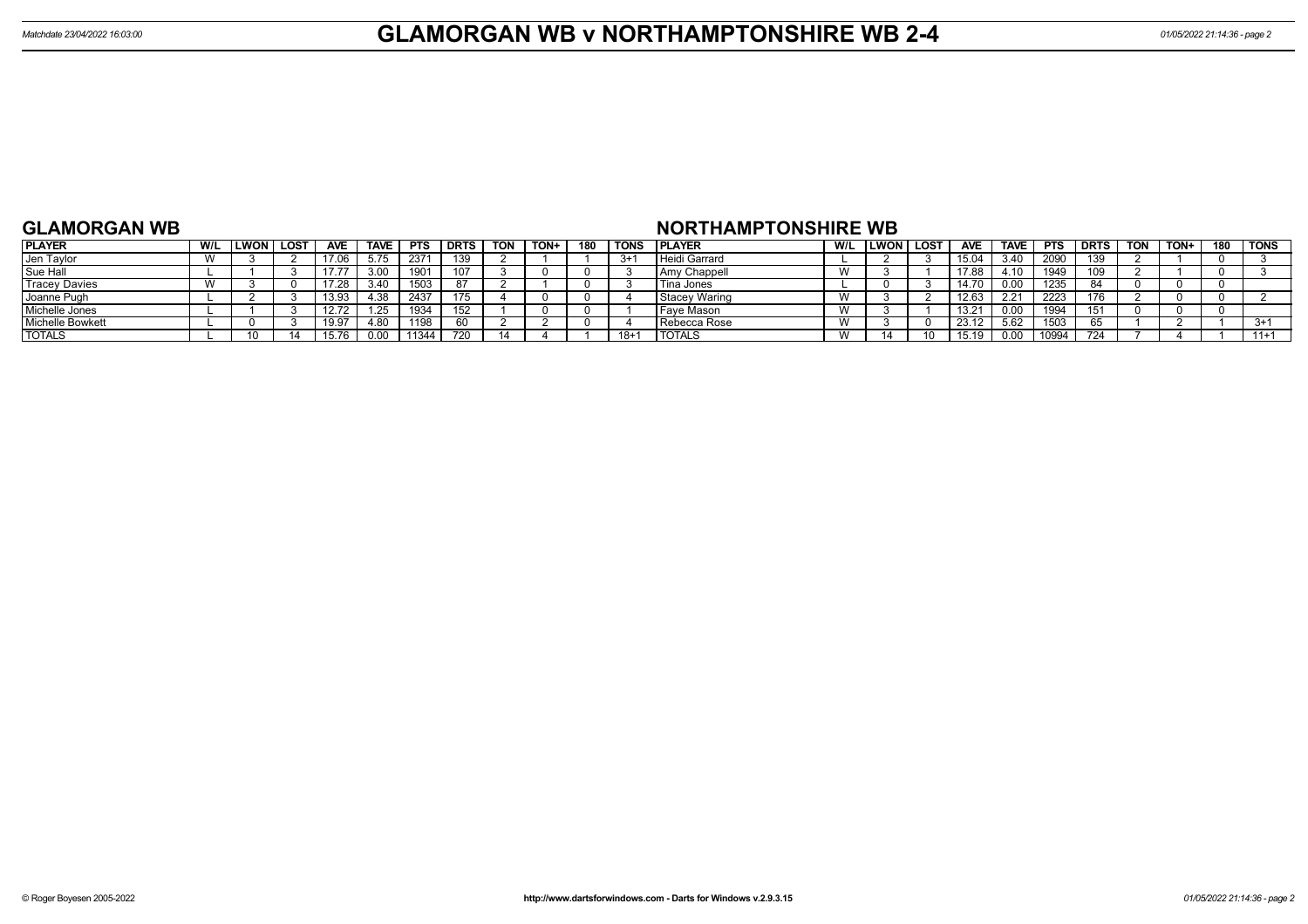# GLAMORGAN WB v NORTHAMPTONSHIRE WB 2-4

## GLAMORGAN WB

| PLAYER | W/L | LWON | LOST | AVE | TAVE | PTS | DRTS | TON | TON+ | 180 | TONS |
|---|---|---|---|---|---|---|---|---|---|---|---|
| Jen Taylor | W | 3 | 2 | 17.06 | 5.75 | 2371 | 139 | 2 | 1 | 1 | 3+1 |
| Sue Hall | L | 1 | 3 | 17.77 | 3.00 | 1901 | 107 | 3 | 0 | 0 | 3 |
| Tracey Davies | W | 3 | 0 | 17.28 | 3.40 | 1503 | 87 | 2 | 1 | 0 | 3 |
| Joanne Pugh | L | 2 | 3 | 13.93 | 4.38 | 2437 | 175 | 4 | 0 | 0 | 4 |
| Michelle Jones | L | 1 | 3 | 12.72 | 1.25 | 1934 | 152 | 1 | 0 | 0 | 1 |
| Michelle Bowkett | L | 0 | 3 | 19.97 | 4.80 | 1198 | 60 | 2 | 2 | 0 | 4 |
| TOTALS | L | 10 | 14 | 15.76 | 0.00 | 11344 | 720 | 14 | 4 | 1 | 18+1 |

## NORTHAMPTONSHIRE WB

| PLAYER | W/L | LWON | LOST | AVE | TAVE | PTS | DRTS | TON | TON+ | 180 | TONS |
|---|---|---|---|---|---|---|---|---|---|---|---|
| Heidi Garrard | L | 2 | 3 | 15.04 | 3.40 | 2090 | 139 | 2 | 1 | 0 | 3 |
| Amy Chappell | W | 3 | 1 | 17.88 | 4.10 | 1949 | 109 | 2 | 1 | 0 | 3 |
| Tina Jones | L | 0 | 3 | 14.70 | 0.00 | 1235 | 84 | 0 | 0 | 0 | |
| Stacey Waring | W | 3 | 2 | 12.63 | 2.21 | 2223 | 176 | 2 | 0 | 0 | 2 |
| Faye Mason | W | 3 | 1 | 13.21 | 0.00 | 1994 | 151 | 0 | 0 | 0 | |
| Rebecca Rose | W | 3 | 0 | 23.12 | 5.62 | 1503 | 65 | 1 | 2 | 1 | 3+1 |
| TOTALS | W | 14 | 10 | 15.19 | 0.00 | 10994 | 724 | 7 | 4 | 1 | 11+1 |